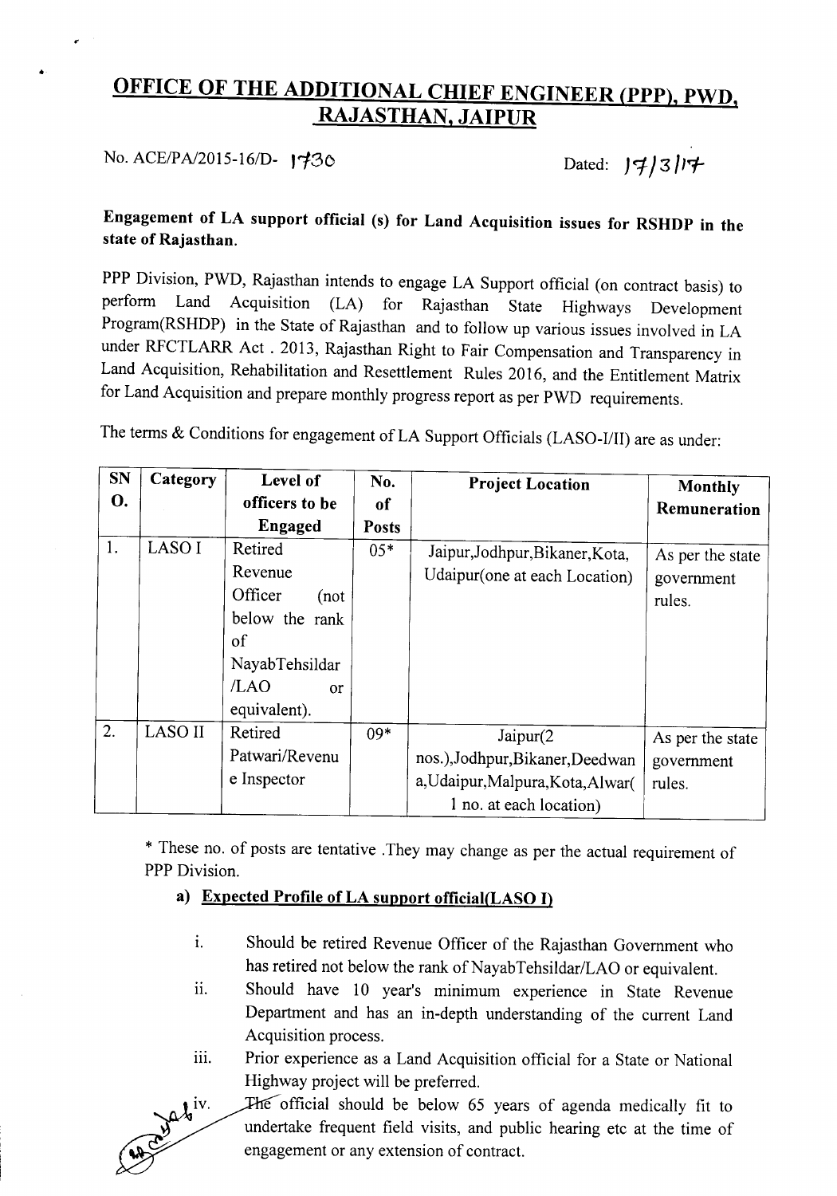# OFFICE OF THE ADDITIONAL CHIEF ENGINEER (PPP), PWD, RAJASTHAN, JAIPUR

No. ACE/PA/2015-16/D- 1730 Dated: 17/3/17

**Engagement of LA support official (s) for Land Acquisition issues for RSHDP in the state of Rajasthan.**

PPP Division, PWD, Rajasthan intends to engage LA Support official (on contract basis) to perform Land Acquisition (LA) for Rajasthan State Highways Development Program(RSHDP) in the State of Rajasthan and to follow up various issues involved in LA under RFCTLARR Act . 2013, Rajasthan Right to Fair Compensation and Transparency in Land Acquisition, Rehabilitation and Resettlement Rules 2016, and the Entitlement Matrix for Land Acquisition and prepare monthly progress report as per PWD requirements.

The terms & Conditions for engagement of LA Support Officials (LASO-I/II) are as under:

| SN O. | Category | Level of officers to be Engaged | No. of Posts | Project Location | Monthly Remuneration |
|---|---|---|---|---|---|
| 1. | LASO I | Retired Revenue Officer (not below the rank of NayabTehsildar /LAO or equivalent). | 05* | Jaipur,Jodhpur,Bikaner,Kota, Udaipur(one at each Location) | As per the state government rules. |
| 2. | LASO II | Retired Patwari/Revenue Inspector | 09* | Jaipur(2 nos.),Jodhpur,Bikaner,Deedwana,Udaipur,Malpura,Kota,Alwar( 1 no. at each location) | As per the state government rules. |

\* These no. of posts are tentative .They may change as per the actual requirement of PPP Division.

**a) Expected Profile of LA support official(LASO I)**

i. Should be retired Revenue Officer of the Rajasthan Government who has retired not below the rank of NayabTehsildar/LAO or equivalent.

ii. Should have 10 year's minimum experience in State Revenue Department and has an in-depth understanding of the current Land Acquisition process.

iii. Prior experience as a Land Acquisition official for a State or National Highway project will be preferred.

iv. The official should be below 65 years of agenda medically fit to undertake frequent field visits, and public hearing etc at the time of engagement or any extension of contract.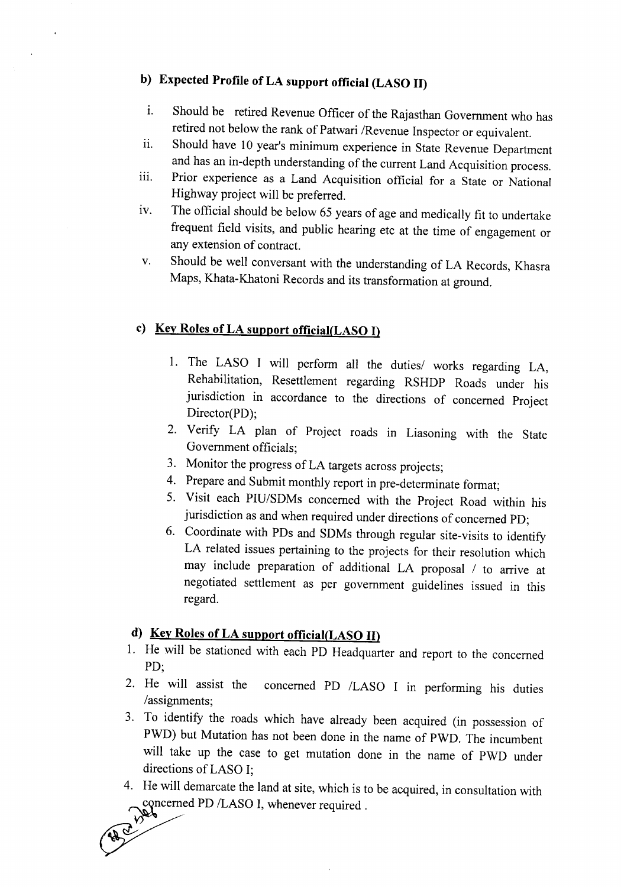**b) Expected Profile of LA support official (LASO II)**

i. Should be retired Revenue Officer of the Rajasthan Government who has retired not below the rank of Patwari /Revenue Inspector or equivalent.
ii. Should have 10 year's minimum experience in State Revenue Department and has an in-depth understanding of the current Land Acquisition process.
iii. Prior experience as a Land Acquisition official for a State or National Highway project will be preferred.
iv. The official should be below 65 years of age and medically fit to undertake frequent field visits, and public hearing etc at the time of engagement or any extension of contract.
v. Should be well conversant with the understanding of LA Records, Khasra Maps, Khata-Khatoni Records and its transformation at ground.

**c) Key Roles of LA support official(LASO I)**

1. The LASO I will perform all the duties/ works regarding LA, Rehabilitation, Resettlement regarding RSHDP Roads under his jurisdiction in accordance to the directions of concerned Project Director(PD);
2. Verify LA plan of Project roads in Liasoning with the State Government officials;
3. Monitor the progress of LA targets across projects;
4. Prepare and Submit monthly report in pre-determinate format;
5. Visit each PIU/SDMs concerned with the Project Road within his jurisdiction as and when required under directions of concerned PD;
6. Coordinate with PDs and SDMs through regular site-visits to identify LA related issues pertaining to the projects for their resolution which may include preparation of additional LA proposal / to arrive at negotiated settlement as per government guidelines issued in this regard.

**d) Key Roles of LA support official(LASO II)**

1. He will be stationed with each PD Headquarter and report to the concerned PD;
2. He will assist the concerned PD /LASO I in performing his duties /assignments;
3. To identify the roads which have already been acquired (in possession of PWD) but Mutation has not been done in the name of PWD. The incumbent will take up the case to get mutation done in the name of PWD under directions of LASO I;
4. He will demarcate the land at site, which is to be acquired, in consultation with concerned PD /LASO I, whenever required .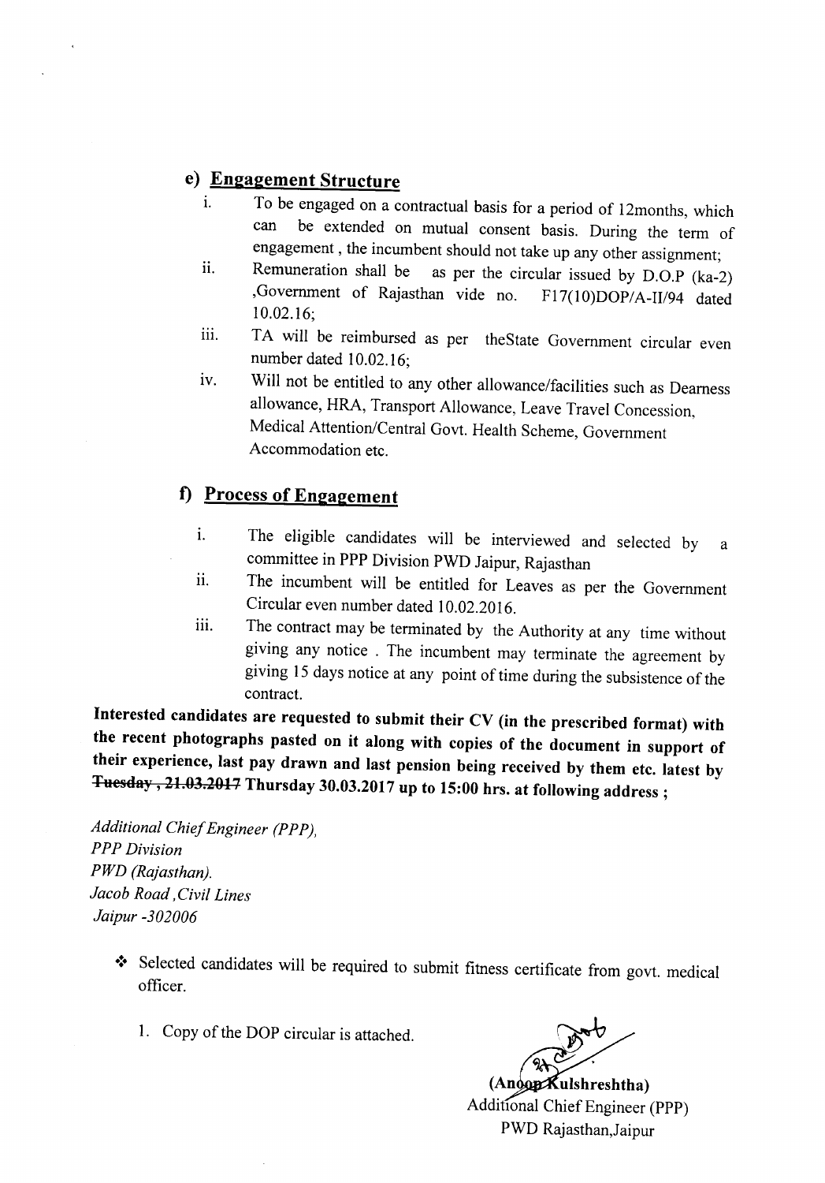## e) Engagement Structure

i. To be engaged on a contractual basis for a period of 12months, which can be extended on mutual consent basis. During the term of engagement , the incumbent should not take up any other assignment;

ii. Remuneration shall be as per the circular issued by D.O.P (ka-2) ,Government of Rajasthan vide no. F17(10)DOP/A-II/94 dated 10.02.16;

iii. TA will be reimbursed as per theState Government circular even number dated 10.02.16;

iv. Will not be entitled to any other allowance/facilities such as Dearness allowance, HRA, Transport Allowance, Leave Travel Concession, Medical Attention/Central Govt. Health Scheme, Government Accommodation etc.

## f) Process of Engagement

i. The eligible candidates will be interviewed and selected by a committee in PPP Division PWD Jaipur, Rajasthan

ii. The incumbent will be entitled for Leaves as per the Government Circular even number dated 10.02.2016.

iii. The contract may be terminated by the Authority at any time without giving any notice . The incumbent may terminate the agreement by giving 15 days notice at any point of time during the subsistence of the contract.

**Interested candidates are requested to submit their CV (in the prescribed format) with the recent photographs pasted on it along with copies of the document in support of their experience, last pay drawn and last pension being received by them etc. latest by ~~Tuesday , 21.03.2017~~ Thursday 30.03.2017 up to 15:00 hrs. at following address ;**

*Additional Chief Engineer (PPP),*
*PPP Division*
*PWD (Rajasthan).*
*Jacob Road ,Civil Lines*
*Jaipur -302006*

- Selected candidates will be required to submit fitness certificate from govt. medical officer.

1. Copy of the DOP circular is attached.

**(Anoop Kulshreshtha)**
Additional Chief Engineer (PPP)
PWD Rajasthan,Jaipur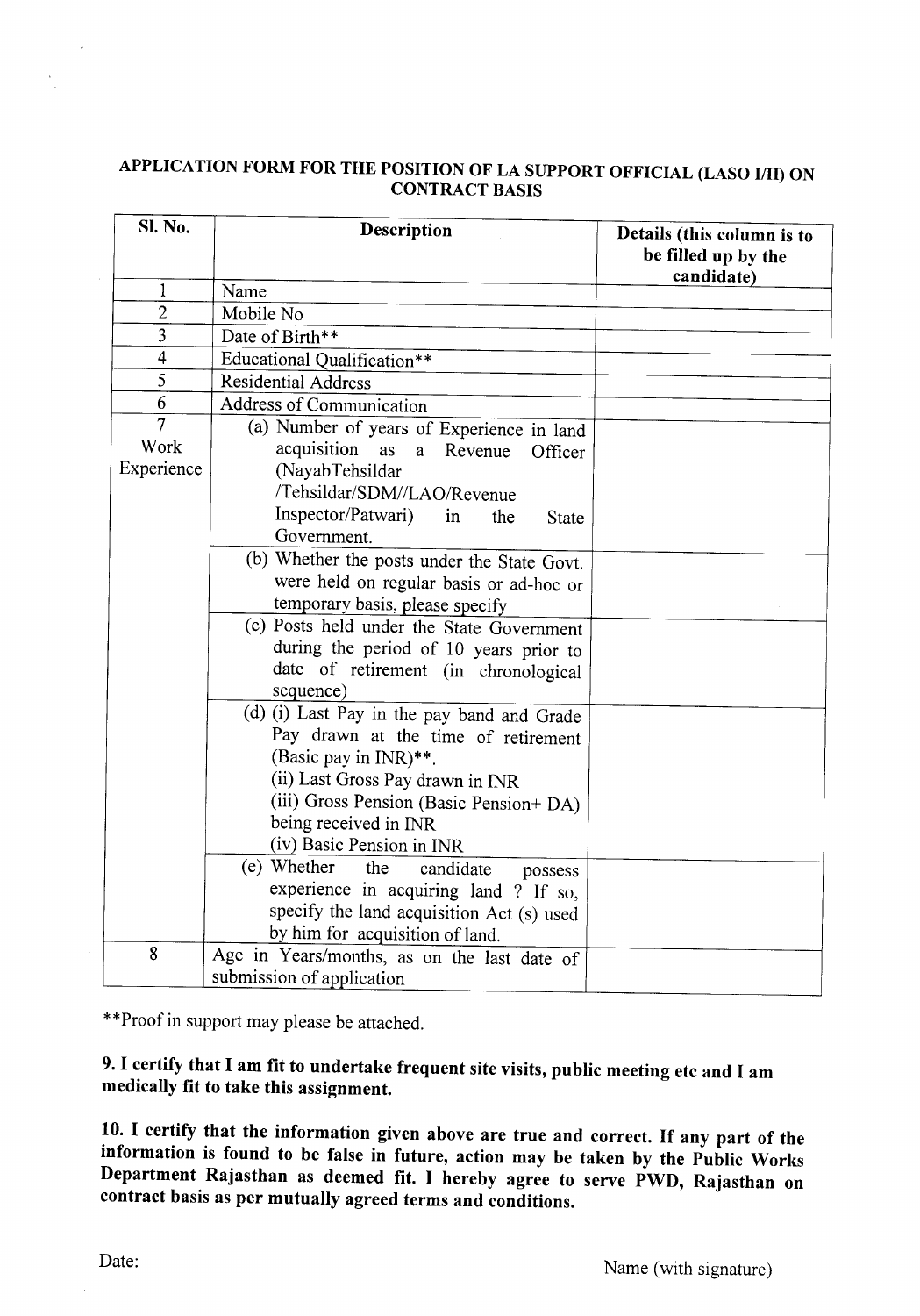**APPLICATION FORM FOR THE POSITION OF LA SUPPORT OFFICIAL (LASO I/II) ON CONTRACT BASIS**

| Sl. No. | Description | Details (this column is to be filled up by the candidate) |
|---|---|---|
| 1 | Name | |
| 2 | Mobile No | |
| 3 | Date of Birth** | |
| 4 | Educational Qualification** | |
| 5 | Residential Address | |
| 6 | Address of Communication | |
| 7 Work Experience | (a) Number of years of Experience in land acquisition as a Revenue Officer (NayabTehsildar /Tehsildar/SDM//LAO/Revenue Inspector/Patwari) in the State Government. | |
| | (b) Whether the posts under the State Govt. were held on regular basis or ad-hoc or temporary basis, please specify | |
| | (c) Posts held under the State Government during the period of 10 years prior to date of retirement (in chronological sequence) | |
| | (d) (i) Last Pay in the pay band and Grade Pay drawn at the time of retirement (Basic pay in INR)**.<br>(ii) Last Gross Pay drawn in INR<br>(iii) Gross Pension (Basic Pension+ DA) being received in INR<br>(iv) Basic Pension in INR | |
| | (e) Whether the candidate possess experience in acquiring land ? If so, specify the land acquisition Act (s) used by him for acquisition of land. | |
| 8 | Age in Years/months, as on the last date of submission of application | |

**Proof in support may please be attached.

**9. I certify that I am fit to undertake frequent site visits, public meeting etc and I am medically fit to take this assignment.**

**10. I certify that the information given above are true and correct. If any part of the information is found to be false in future, action may be taken by the Public Works Department Rajasthan as deemed fit. I hereby agree to serve PWD, Rajasthan on contract basis as per mutually agreed terms and conditions.**

Date:

Name (with signature)